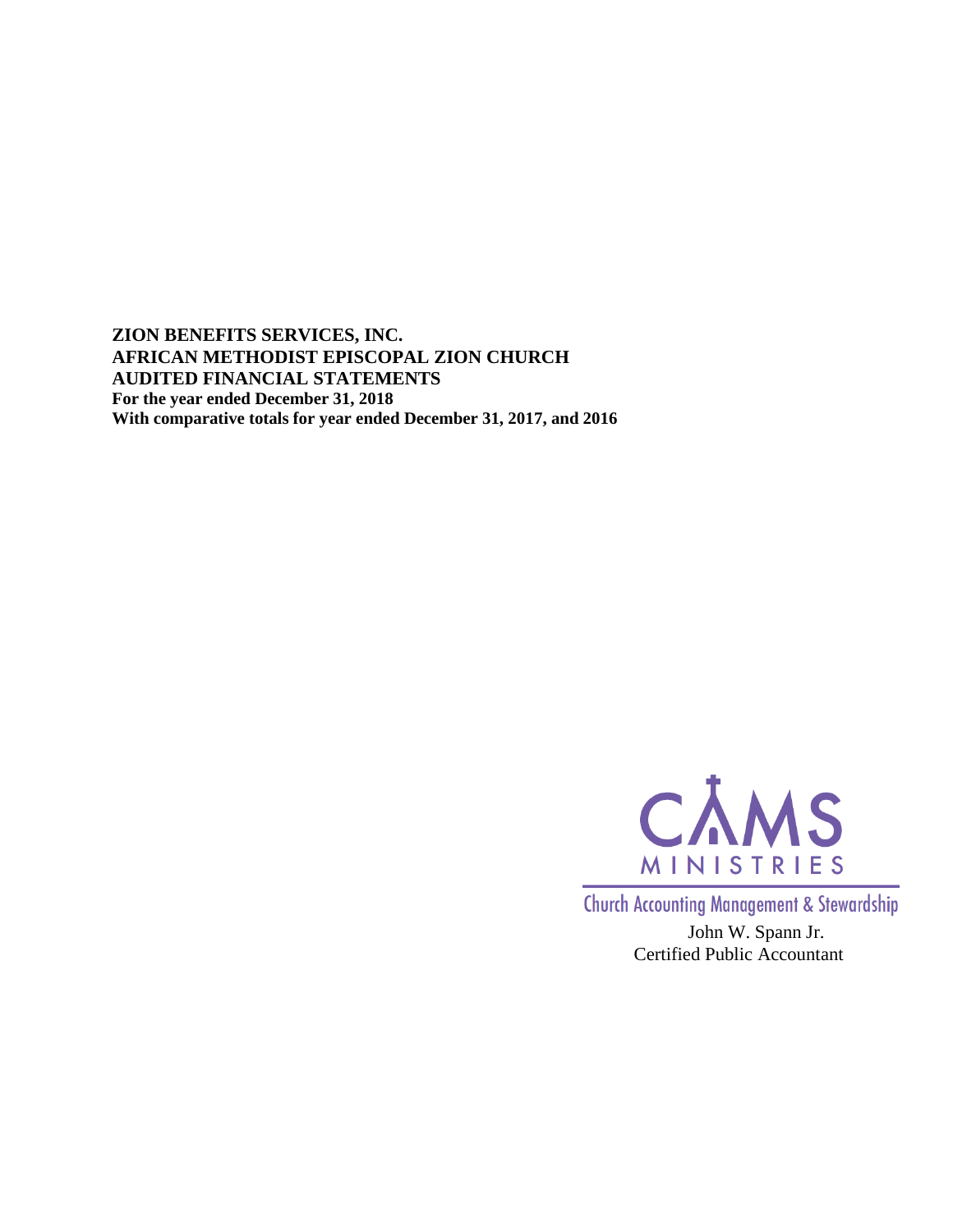**ZION BENEFITS SERVICES, INC.**
**AFRICAN METHODIST EPISCOPAL ZION CHURCH**
**AUDITED FINANCIAL STATEMENTS**
**For the year ended December 31, 2018**
**With comparative totals for year ended December 31, 2017, and 2016**

CAMS MINISTRIES

Church Accounting Management & Stewardship

John W. Spann Jr.
Certified Public Accountant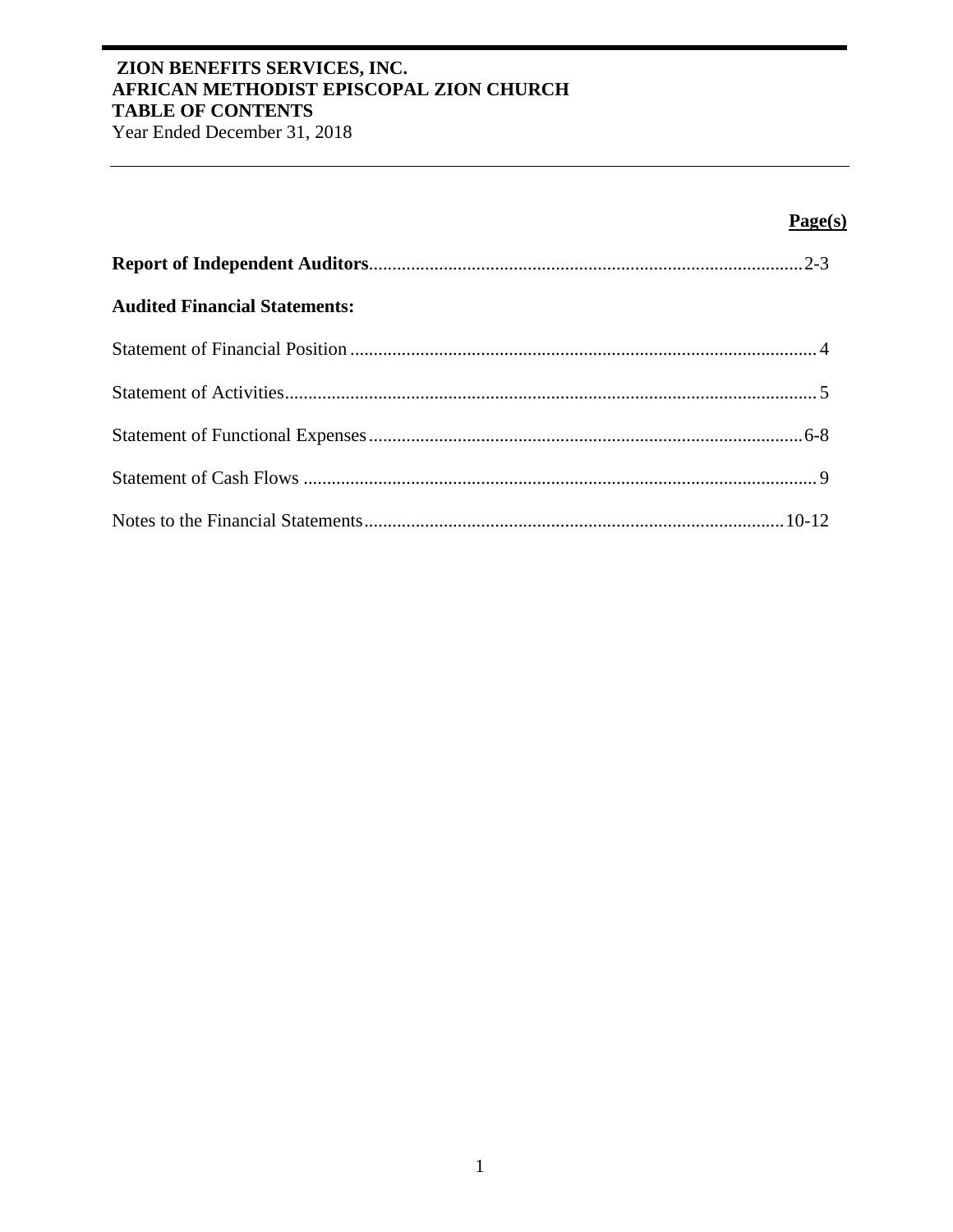**ZION BENEFITS SERVICES, INC.**
**AFRICAN METHODIST EPISCOPAL ZION CHURCH**
**TABLE OF CONTENTS**
Year Ended December 31, 2018

| | **Page(s)** |
|---|---|
| **Report of Independent Auditors** | 2-3 |
| **Audited Financial Statements:** | |
| Statement of Financial Position | 4 |
| Statement of Activities | 5 |
| Statement of Functional Expenses | 6-8 |
| Statement of Cash Flows | 9 |
| Notes to the Financial Statements | 10-12 |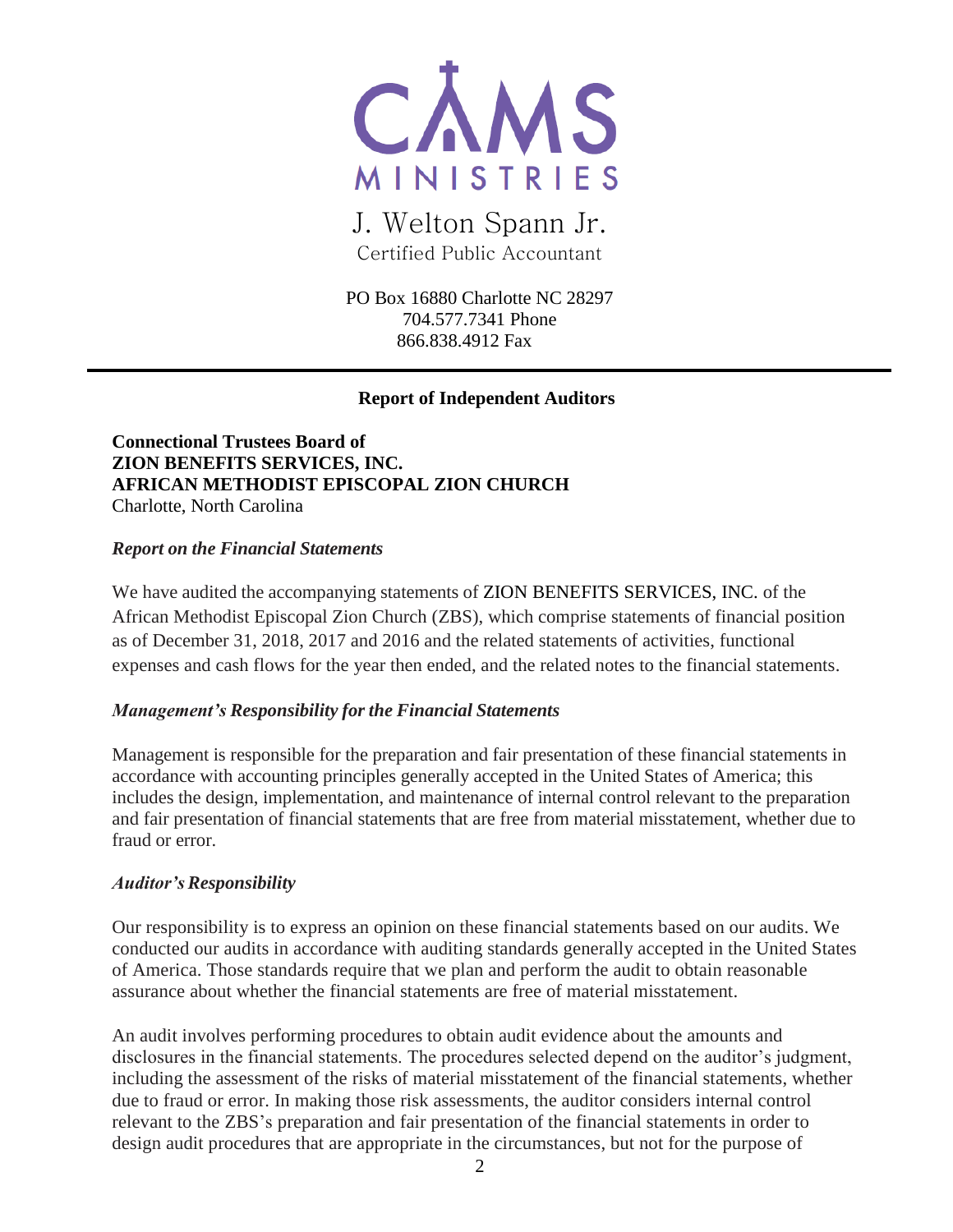CAMS MINISTRIES

J. Welton Spann Jr.
Certified Public Accountant

PO Box 16880 Charlotte NC 28297
704.577.7341 Phone
866.838.4912 Fax

---

## Report of Independent Auditors

**Connectional Trustees Board of**
**ZION BENEFITS SERVICES, INC.**
**AFRICAN METHODIST EPISCOPAL ZION CHURCH**
Charlotte, North Carolina

### *Report on the Financial Statements*

We have audited the accompanying statements of ZION BENEFITS SERVICES, INC. of the African Methodist Episcopal Zion Church (ZBS), which comprise statements of financial position as of December 31, 2018, 2017 and 2016 and the related statements of activities, functional expenses and cash flows for the year then ended, and the related notes to the financial statements.

### *Management's Responsibility for the Financial Statements*

Management is responsible for the preparation and fair presentation of these financial statements in accordance with accounting principles generally accepted in the United States of America; this includes the design, implementation, and maintenance of internal control relevant to the preparation and fair presentation of financial statements that are free from material misstatement, whether due to fraud or error.

### *Auditor's Responsibility*

Our responsibility is to express an opinion on these financial statements based on our audits. We conducted our audits in accordance with auditing standards generally accepted in the United States of America. Those standards require that we plan and perform the audit to obtain reasonable assurance about whether the financial statements are free of material misstatement.

An audit involves performing procedures to obtain audit evidence about the amounts and disclosures in the financial statements. The procedures selected depend on the auditor's judgment, including the assessment of the risks of material misstatement of the financial statements, whether due to fraud or error. In making those risk assessments, the auditor considers internal control relevant to the ZBS's preparation and fair presentation of the financial statements in order to design audit procedures that are appropriate in the circumstances, but not for the purpose of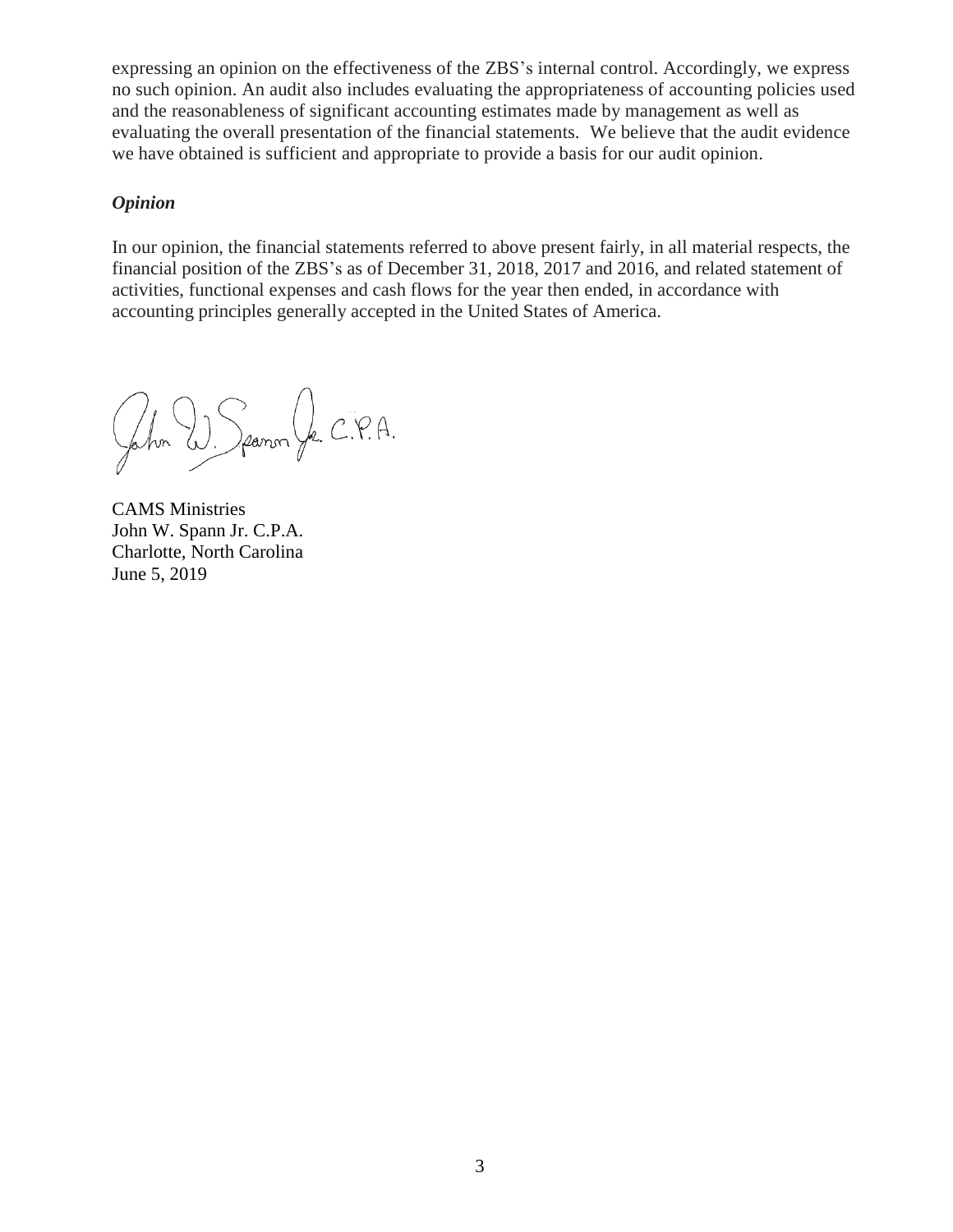expressing an opinion on the effectiveness of the ZBS's internal control. Accordingly, we express no such opinion. An audit also includes evaluating the appropriateness of accounting policies used and the reasonableness of significant accounting estimates made by management as well as evaluating the overall presentation of the financial statements. We believe that the audit evidence we have obtained is sufficient and appropriate to provide a basis for our audit opinion.

***Opinion***

In our opinion, the financial statements referred to above present fairly, in all material respects, the financial position of the ZBS's as of December 31, 2018, 2017 and 2016, and related statement of activities, functional expenses and cash flows for the year then ended, in accordance with accounting principles generally accepted in the United States of America.

John W. Spann Jr. C.P.A.

CAMS Ministries
John W. Spann Jr. C.P.A.
Charlotte, North Carolina
June 5, 2019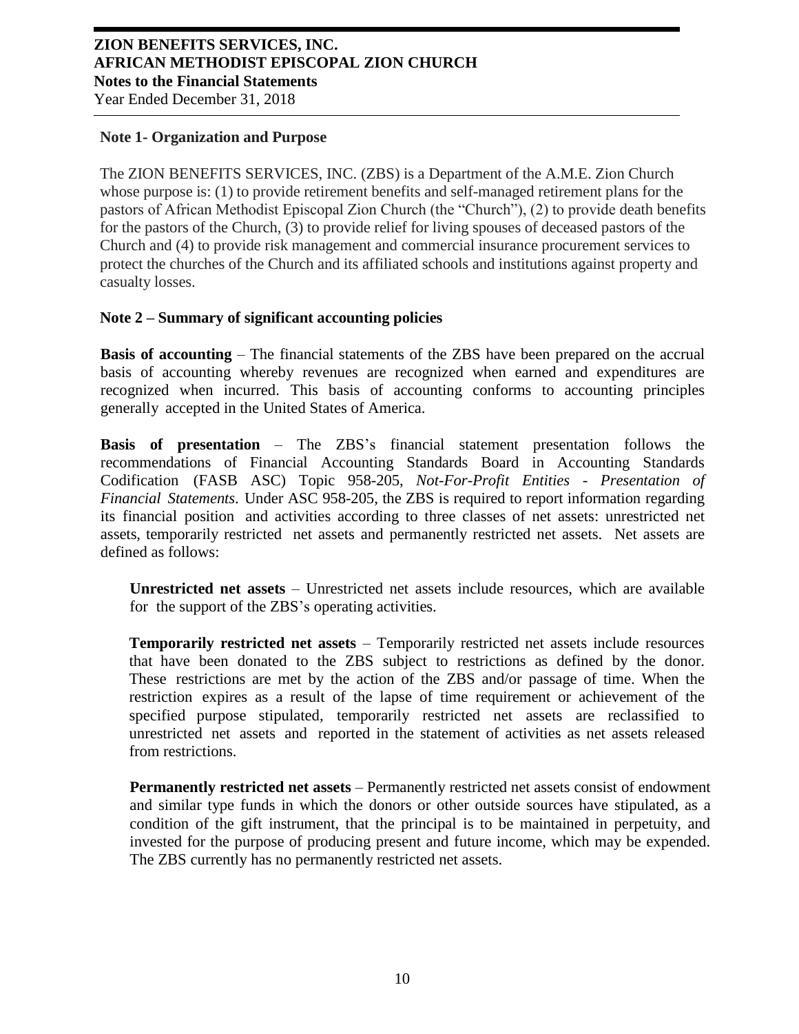# ZION BENEFITS SERVICES, INC.
# AFRICAN METHODIST EPISCOPAL ZION CHURCH
## Notes to the Financial Statements
Year Ended December 31, 2018

### Note 1- Organization and Purpose

The ZION BENEFITS SERVICES, INC. (ZBS) is a Department of the A.M.E. Zion Church whose purpose is: (1) to provide retirement benefits and self-managed retirement plans for the pastors of African Methodist Episcopal Zion Church (the "Church"), (2) to provide death benefits for the pastors of the Church, (3) to provide relief for living spouses of deceased pastors of the Church and (4) to provide risk management and commercial insurance procurement services to protect the churches of the Church and its affiliated schools and institutions against property and casualty losses.

### Note 2 – Summary of significant accounting policies

**Basis of accounting** – The financial statements of the ZBS have been prepared on the accrual basis of accounting whereby revenues are recognized when earned and expenditures are recognized when incurred. This basis of accounting conforms to accounting principles generally accepted in the United States of America.

**Basis of presentation** – The ZBS's financial statement presentation follows the recommendations of Financial Accounting Standards Board in Accounting Standards Codification (FASB ASC) Topic 958-205, *Not-For-Profit Entities - Presentation of Financial Statements*. Under ASC 958-205, the ZBS is required to report information regarding its financial position and activities according to three classes of net assets: unrestricted net assets, temporarily restricted net assets and permanently restricted net assets. Net assets are defined as follows:

**Unrestricted net assets** – Unrestricted net assets include resources, which are available for the support of the ZBS's operating activities.

**Temporarily restricted net assets** – Temporarily restricted net assets include resources that have been donated to the ZBS subject to restrictions as defined by the donor. These restrictions are met by the action of the ZBS and/or passage of time. When the restriction expires as a result of the lapse of time requirement or achievement of the specified purpose stipulated, temporarily restricted net assets are reclassified to unrestricted net assets and reported in the statement of activities as net assets released from restrictions.

**Permanently restricted net assets** – Permanently restricted net assets consist of endowment and similar type funds in which the donors or other outside sources have stipulated, as a condition of the gift instrument, that the principal is to be maintained in perpetuity, and invested for the purpose of producing present and future income, which may be expended. The ZBS currently has no permanently restricted net assets.